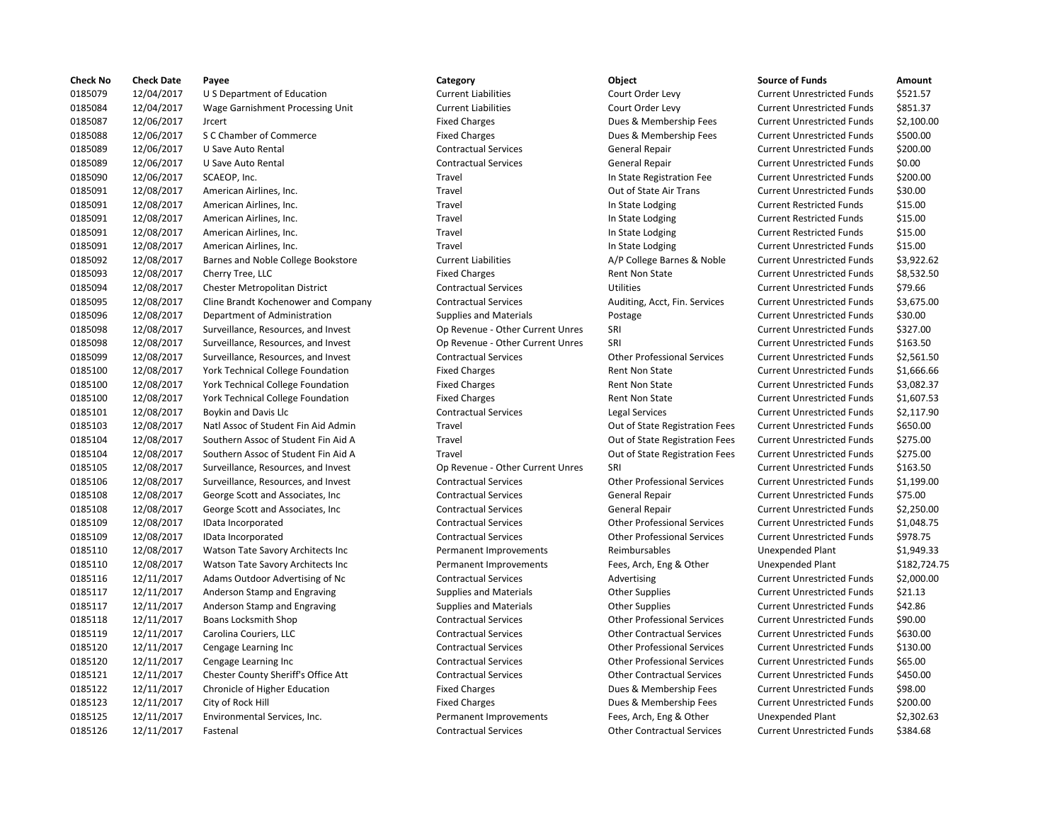| Check No | Check Date | Payee | Category | Object | Source of Funds | Amount |
|---|---|---|---|---|---|---|
| 0185079 | 12/04/2017 | U S Department of Education | Current Liabilities | Court Order Levy | Current Unrestricted Funds | $521.57 |
| 0185084 | 12/04/2017 | Wage Garnishment Processing Unit | Current Liabilities | Court Order Levy | Current Unrestricted Funds | $851.37 |
| 0185087 | 12/06/2017 | Jrcert | Fixed Charges | Dues & Membership Fees | Current Unrestricted Funds | $2,100.00 |
| 0185088 | 12/06/2017 | S C Chamber of Commerce | Fixed Charges | Dues & Membership Fees | Current Unrestricted Funds | $500.00 |
| 0185089 | 12/06/2017 | U Save Auto Rental | Contractual Services | General Repair | Current Unrestricted Funds | $200.00 |
| 0185089 | 12/06/2017 | U Save Auto Rental | Contractual Services | General Repair | Current Unrestricted Funds | $0.00 |
| 0185090 | 12/06/2017 | SCAEOP, Inc. | Travel | In State Registration Fee | Current Unrestricted Funds | $200.00 |
| 0185091 | 12/08/2017 | American Airlines, Inc. | Travel | Out of State Air Trans | Current Unrestricted Funds | $30.00 |
| 0185091 | 12/08/2017 | American Airlines, Inc. | Travel | In State Lodging | Current Restricted Funds | $15.00 |
| 0185091 | 12/08/2017 | American Airlines, Inc. | Travel | In State Lodging | Current Restricted Funds | $15.00 |
| 0185091 | 12/08/2017 | American Airlines, Inc. | Travel | In State Lodging | Current Restricted Funds | $15.00 |
| 0185091 | 12/08/2017 | American Airlines, Inc. | Travel | In State Lodging | Current Unrestricted Funds | $15.00 |
| 0185092 | 12/08/2017 | Barnes and Noble College Bookstore | Current Liabilities | A/P College Barnes & Noble | Current Unrestricted Funds | $3,922.62 |
| 0185093 | 12/08/2017 | Cherry Tree, LLC | Fixed Charges | Rent Non State | Current Unrestricted Funds | $8,532.50 |
| 0185094 | 12/08/2017 | Chester Metropolitan District | Contractual Services | Utilities | Current Unrestricted Funds | $79.66 |
| 0185095 | 12/08/2017 | Cline Brandt Kochenower and Company | Contractual Services | Auditing, Acct, Fin. Services | Current Unrestricted Funds | $3,675.00 |
| 0185096 | 12/08/2017 | Department of Administration | Supplies and Materials | Postage | Current Unrestricted Funds | $30.00 |
| 0185098 | 12/08/2017 | Surveillance, Resources, and Invest | Op Revenue - Other Current Unres | SRI | Current Unrestricted Funds | $327.00 |
| 0185098 | 12/08/2017 | Surveillance, Resources, and Invest | Op Revenue - Other Current Unres | SRI | Current Unrestricted Funds | $163.50 |
| 0185099 | 12/08/2017 | Surveillance, Resources, and Invest | Contractual Services | Other Professional Services | Current Unrestricted Funds | $2,561.50 |
| 0185100 | 12/08/2017 | York Technical College Foundation | Fixed Charges | Rent Non State | Current Unrestricted Funds | $1,666.66 |
| 0185100 | 12/08/2017 | York Technical College Foundation | Fixed Charges | Rent Non State | Current Unrestricted Funds | $3,082.37 |
| 0185100 | 12/08/2017 | York Technical College Foundation | Fixed Charges | Rent Non State | Current Unrestricted Funds | $1,607.53 |
| 0185101 | 12/08/2017 | Boykin and Davis Llc | Contractual Services | Legal Services | Current Unrestricted Funds | $2,117.90 |
| 0185103 | 12/08/2017 | Natl Assoc of Student Fin Aid Admin | Travel | Out of State Registration Fees | Current Unrestricted Funds | $650.00 |
| 0185104 | 12/08/2017 | Southern Assoc of Student Fin Aid A | Travel | Out of State Registration Fees | Current Unrestricted Funds | $275.00 |
| 0185104 | 12/08/2017 | Southern Assoc of Student Fin Aid A | Travel | Out of State Registration Fees | Current Unrestricted Funds | $275.00 |
| 0185105 | 12/08/2017 | Surveillance, Resources, and Invest | Op Revenue - Other Current Unres | SRI | Current Unrestricted Funds | $163.50 |
| 0185106 | 12/08/2017 | Surveillance, Resources, and Invest | Contractual Services | Other Professional Services | Current Unrestricted Funds | $1,199.00 |
| 0185108 | 12/08/2017 | George Scott and Associates, Inc | Contractual Services | General Repair | Current Unrestricted Funds | $75.00 |
| 0185108 | 12/08/2017 | George Scott and Associates, Inc | Contractual Services | General Repair | Current Unrestricted Funds | $2,250.00 |
| 0185109 | 12/08/2017 | IData Incorporated | Contractual Services | Other Professional Services | Current Unrestricted Funds | $1,048.75 |
| 0185109 | 12/08/2017 | IData Incorporated | Contractual Services | Other Professional Services | Current Unrestricted Funds | $978.75 |
| 0185110 | 12/08/2017 | Watson Tate Savory Architects Inc | Permanent Improvements | Reimbursables | Unexpended Plant | $1,949.33 |
| 0185110 | 12/08/2017 | Watson Tate Savory Architects Inc | Permanent Improvements | Fees, Arch, Eng & Other | Unexpended Plant | $182,724.75 |
| 0185116 | 12/11/2017 | Adams Outdoor Advertising of Nc | Contractual Services | Advertising | Current Unrestricted Funds | $2,000.00 |
| 0185117 | 12/11/2017 | Anderson Stamp and Engraving | Supplies and Materials | Other Supplies | Current Unrestricted Funds | $21.13 |
| 0185117 | 12/11/2017 | Anderson Stamp and Engraving | Supplies and Materials | Other Supplies | Current Unrestricted Funds | $42.86 |
| 0185118 | 12/11/2017 | Boans Locksmith Shop | Contractual Services | Other Professional Services | Current Unrestricted Funds | $90.00 |
| 0185119 | 12/11/2017 | Carolina Couriers, LLC | Contractual Services | Other Contractual Services | Current Unrestricted Funds | $630.00 |
| 0185120 | 12/11/2017 | Cengage Learning Inc | Contractual Services | Other Professional Services | Current Unrestricted Funds | $130.00 |
| 0185120 | 12/11/2017 | Cengage Learning Inc | Contractual Services | Other Professional Services | Current Unrestricted Funds | $65.00 |
| 0185121 | 12/11/2017 | Chester County Sheriff's Office Att | Contractual Services | Other Contractual Services | Current Unrestricted Funds | $450.00 |
| 0185122 | 12/11/2017 | Chronicle of Higher Education | Fixed Charges | Dues & Membership Fees | Current Unrestricted Funds | $98.00 |
| 0185123 | 12/11/2017 | City of Rock Hill | Fixed Charges | Dues & Membership Fees | Current Unrestricted Funds | $200.00 |
| 0185125 | 12/11/2017 | Environmental Services, Inc. | Permanent Improvements | Fees, Arch, Eng & Other | Unexpended Plant | $2,302.63 |
| 0185126 | 12/11/2017 | Fastenal | Contractual Services | Other Contractual Services | Current Unrestricted Funds | $384.68 |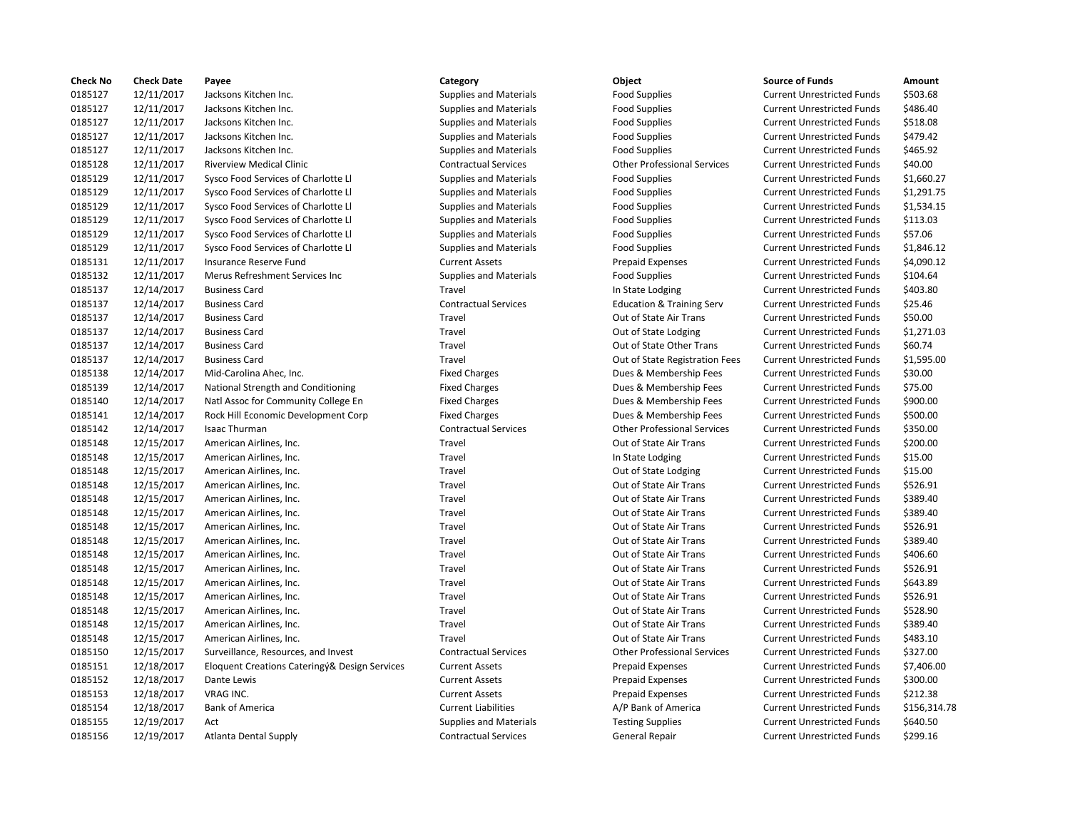| Check No | Check Date | Payee | Category | Object | Source of Funds | Amount |
|---|---|---|---|---|---|---|
| 0185127 | 12/11/2017 | Jacksons Kitchen Inc. | Supplies and Materials | Food Supplies | Current Unrestricted Funds | $503.68 |
| 0185127 | 12/11/2017 | Jacksons Kitchen Inc. | Supplies and Materials | Food Supplies | Current Unrestricted Funds | $486.40 |
| 0185127 | 12/11/2017 | Jacksons Kitchen Inc. | Supplies and Materials | Food Supplies | Current Unrestricted Funds | $518.08 |
| 0185127 | 12/11/2017 | Jacksons Kitchen Inc. | Supplies and Materials | Food Supplies | Current Unrestricted Funds | $479.42 |
| 0185127 | 12/11/2017 | Jacksons Kitchen Inc. | Supplies and Materials | Food Supplies | Current Unrestricted Funds | $465.92 |
| 0185128 | 12/11/2017 | Riverview Medical Clinic | Contractual Services | Other Professional Services | Current Unrestricted Funds | $40.00 |
| 0185129 | 12/11/2017 | Sysco Food Services of Charlotte Ll | Supplies and Materials | Food Supplies | Current Unrestricted Funds | $1,660.27 |
| 0185129 | 12/11/2017 | Sysco Food Services of Charlotte Ll | Supplies and Materials | Food Supplies | Current Unrestricted Funds | $1,291.75 |
| 0185129 | 12/11/2017 | Sysco Food Services of Charlotte Ll | Supplies and Materials | Food Supplies | Current Unrestricted Funds | $1,534.15 |
| 0185129 | 12/11/2017 | Sysco Food Services of Charlotte Ll | Supplies and Materials | Food Supplies | Current Unrestricted Funds | $113.03 |
| 0185129 | 12/11/2017 | Sysco Food Services of Charlotte Ll | Supplies and Materials | Food Supplies | Current Unrestricted Funds | $57.06 |
| 0185129 | 12/11/2017 | Sysco Food Services of Charlotte Ll | Supplies and Materials | Food Supplies | Current Unrestricted Funds | $1,846.12 |
| 0185131 | 12/11/2017 | Insurance Reserve Fund | Current Assets | Prepaid Expenses | Current Unrestricted Funds | $4,090.12 |
| 0185132 | 12/11/2017 | Merus Refreshment Services Inc | Supplies and Materials | Food Supplies | Current Unrestricted Funds | $104.64 |
| 0185137 | 12/14/2017 | Business Card | Travel | In State Lodging | Current Unrestricted Funds | $403.80 |
| 0185137 | 12/14/2017 | Business Card | Contractual Services | Education & Training Serv | Current Unrestricted Funds | $25.46 |
| 0185137 | 12/14/2017 | Business Card | Travel | Out of State Air Trans | Current Unrestricted Funds | $50.00 |
| 0185137 | 12/14/2017 | Business Card | Travel | Out of State Lodging | Current Unrestricted Funds | $1,271.03 |
| 0185137 | 12/14/2017 | Business Card | Travel | Out of State Other Trans | Current Unrestricted Funds | $60.74 |
| 0185137 | 12/14/2017 | Business Card | Travel | Out of State Registration Fees | Current Unrestricted Funds | $1,595.00 |
| 0185138 | 12/14/2017 | Mid-Carolina Ahec, Inc. | Fixed Charges | Dues & Membership Fees | Current Unrestricted Funds | $30.00 |
| 0185139 | 12/14/2017 | National Strength and Conditioning | Fixed Charges | Dues & Membership Fees | Current Unrestricted Funds | $75.00 |
| 0185140 | 12/14/2017 | Natl Assoc for Community College En | Fixed Charges | Dues & Membership Fees | Current Unrestricted Funds | $900.00 |
| 0185141 | 12/14/2017 | Rock Hill Economic Development Corp | Fixed Charges | Dues & Membership Fees | Current Unrestricted Funds | $500.00 |
| 0185142 | 12/14/2017 | Isaac Thurman | Contractual Services | Other Professional Services | Current Unrestricted Funds | $350.00 |
| 0185148 | 12/15/2017 | American Airlines, Inc. | Travel | Out of State Air Trans | Current Unrestricted Funds | $200.00 |
| 0185148 | 12/15/2017 | American Airlines, Inc. | Travel | In State Lodging | Current Unrestricted Funds | $15.00 |
| 0185148 | 12/15/2017 | American Airlines, Inc. | Travel | Out of State Lodging | Current Unrestricted Funds | $15.00 |
| 0185148 | 12/15/2017 | American Airlines, Inc. | Travel | Out of State Air Trans | Current Unrestricted Funds | $526.91 |
| 0185148 | 12/15/2017 | American Airlines, Inc. | Travel | Out of State Air Trans | Current Unrestricted Funds | $389.40 |
| 0185148 | 12/15/2017 | American Airlines, Inc. | Travel | Out of State Air Trans | Current Unrestricted Funds | $389.40 |
| 0185148 | 12/15/2017 | American Airlines, Inc. | Travel | Out of State Air Trans | Current Unrestricted Funds | $526.91 |
| 0185148 | 12/15/2017 | American Airlines, Inc. | Travel | Out of State Air Trans | Current Unrestricted Funds | $389.40 |
| 0185148 | 12/15/2017 | American Airlines, Inc. | Travel | Out of State Air Trans | Current Unrestricted Funds | $406.60 |
| 0185148 | 12/15/2017 | American Airlines, Inc. | Travel | Out of State Air Trans | Current Unrestricted Funds | $526.91 |
| 0185148 | 12/15/2017 | American Airlines, Inc. | Travel | Out of State Air Trans | Current Unrestricted Funds | $643.89 |
| 0185148 | 12/15/2017 | American Airlines, Inc. | Travel | Out of State Air Trans | Current Unrestricted Funds | $526.91 |
| 0185148 | 12/15/2017 | American Airlines, Inc. | Travel | Out of State Air Trans | Current Unrestricted Funds | $528.90 |
| 0185148 | 12/15/2017 | American Airlines, Inc. | Travel | Out of State Air Trans | Current Unrestricted Funds | $389.40 |
| 0185148 | 12/15/2017 | American Airlines, Inc. | Travel | Out of State Air Trans | Current Unrestricted Funds | $483.10 |
| 0185150 | 12/15/2017 | Surveillance, Resources, and Invest | Contractual Services | Other Professional Services | Current Unrestricted Funds | $327.00 |
| 0185151 | 12/18/2017 | Eloquent Creations Cateringý& Design Services | Current Assets | Prepaid Expenses | Current Unrestricted Funds | $7,406.00 |
| 0185152 | 12/18/2017 | Dante Lewis | Current Assets | Prepaid Expenses | Current Unrestricted Funds | $300.00 |
| 0185153 | 12/18/2017 | VRAG INC. | Current Assets | Prepaid Expenses | Current Unrestricted Funds | $212.38 |
| 0185154 | 12/18/2017 | Bank of America | Current Liabilities | A/P Bank of America | Current Unrestricted Funds | $156,314.78 |
| 0185155 | 12/19/2017 | Act | Supplies and Materials | Testing Supplies | Current Unrestricted Funds | $640.50 |
| 0185156 | 12/19/2017 | Atlanta Dental Supply | Contractual Services | General Repair | Current Unrestricted Funds | $299.16 |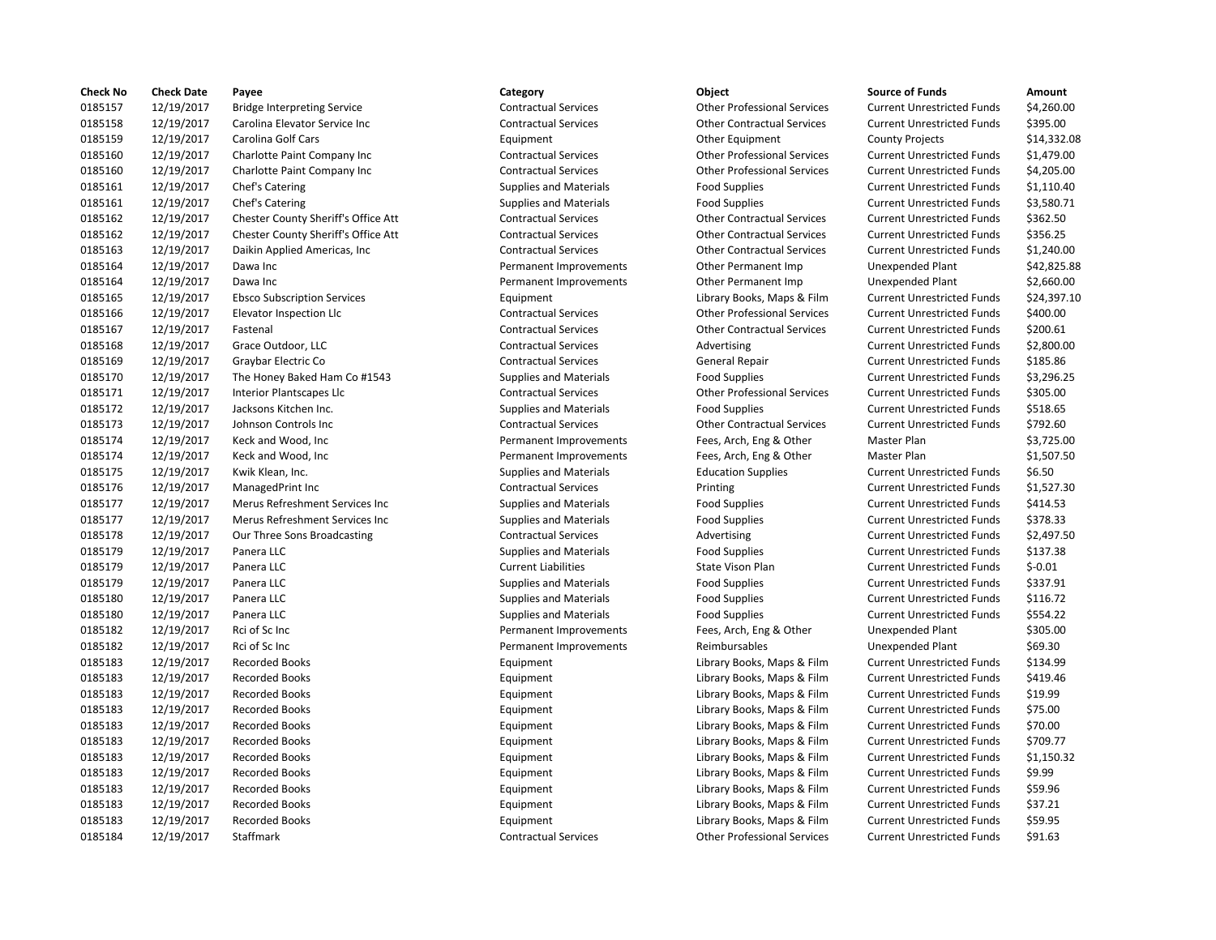| Check No | Check Date | Payee | Category | Object | Source of Funds | Amount |
|---|---|---|---|---|---|---|
| 0185157 | 12/19/2017 | Bridge Interpreting Service | Contractual Services | Other Professional Services | Current Unrestricted Funds | $4,260.00 |
| 0185158 | 12/19/2017 | Carolina Elevator Service Inc | Contractual Services | Other Contractual Services | Current Unrestricted Funds | $395.00 |
| 0185159 | 12/19/2017 | Carolina Golf Cars | Equipment | Other Equipment | County Projects | $14,332.08 |
| 0185160 | 12/19/2017 | Charlotte Paint Company Inc | Contractual Services | Other Professional Services | Current Unrestricted Funds | $1,479.00 |
| 0185160 | 12/19/2017 | Charlotte Paint Company Inc | Contractual Services | Other Professional Services | Current Unrestricted Funds | $4,205.00 |
| 0185161 | 12/19/2017 | Chef's Catering | Supplies and Materials | Food Supplies | Current Unrestricted Funds | $1,110.40 |
| 0185161 | 12/19/2017 | Chef's Catering | Supplies and Materials | Food Supplies | Current Unrestricted Funds | $3,580.71 |
| 0185162 | 12/19/2017 | Chester County Sheriff's Office Att | Contractual Services | Other Contractual Services | Current Unrestricted Funds | $362.50 |
| 0185162 | 12/19/2017 | Chester County Sheriff's Office Att | Contractual Services | Other Contractual Services | Current Unrestricted Funds | $356.25 |
| 0185163 | 12/19/2017 | Daikin Applied Americas, Inc | Contractual Services | Other Contractual Services | Current Unrestricted Funds | $1,240.00 |
| 0185164 | 12/19/2017 | Dawa Inc | Permanent Improvements | Other Permanent Imp | Unexpended Plant | $42,825.88 |
| 0185164 | 12/19/2017 | Dawa Inc | Permanent Improvements | Other Permanent Imp | Unexpended Plant | $2,660.00 |
| 0185165 | 12/19/2017 | Ebsco Subscription Services | Equipment | Library Books, Maps & Film | Current Unrestricted Funds | $24,397.10 |
| 0185166 | 12/19/2017 | Elevator Inspection Llc | Contractual Services | Other Professional Services | Current Unrestricted Funds | $400.00 |
| 0185167 | 12/19/2017 | Fastenal | Contractual Services | Other Contractual Services | Current Unrestricted Funds | $200.61 |
| 0185168 | 12/19/2017 | Grace Outdoor, LLC | Contractual Services | Advertising | Current Unrestricted Funds | $2,800.00 |
| 0185169 | 12/19/2017 | Graybar Electric Co | Contractual Services | General Repair | Current Unrestricted Funds | $185.86 |
| 0185170 | 12/19/2017 | The Honey Baked Ham Co #1543 | Supplies and Materials | Food Supplies | Current Unrestricted Funds | $3,296.25 |
| 0185171 | 12/19/2017 | Interior Plantscapes Llc | Contractual Services | Other Professional Services | Current Unrestricted Funds | $305.00 |
| 0185172 | 12/19/2017 | Jacksons Kitchen Inc. | Supplies and Materials | Food Supplies | Current Unrestricted Funds | $518.65 |
| 0185173 | 12/19/2017 | Johnson Controls Inc | Contractual Services | Other Contractual Services | Current Unrestricted Funds | $792.60 |
| 0185174 | 12/19/2017 | Keck and Wood, Inc | Permanent Improvements | Fees, Arch, Eng & Other | Master Plan | $3,725.00 |
| 0185174 | 12/19/2017 | Keck and Wood, Inc | Permanent Improvements | Fees, Arch, Eng & Other | Master Plan | $1,507.50 |
| 0185175 | 12/19/2017 | Kwik Klean, Inc. | Supplies and Materials | Education Supplies | Current Unrestricted Funds | $6.50 |
| 0185176 | 12/19/2017 | ManagedPrint Inc | Contractual Services | Printing | Current Unrestricted Funds | $1,527.30 |
| 0185177 | 12/19/2017 | Merus Refreshment Services Inc | Supplies and Materials | Food Supplies | Current Unrestricted Funds | $414.53 |
| 0185177 | 12/19/2017 | Merus Refreshment Services Inc | Supplies and Materials | Food Supplies | Current Unrestricted Funds | $378.33 |
| 0185178 | 12/19/2017 | Our Three Sons Broadcasting | Contractual Services | Advertising | Current Unrestricted Funds | $2,497.50 |
| 0185179 | 12/19/2017 | Panera LLC | Supplies and Materials | Food Supplies | Current Unrestricted Funds | $137.38 |
| 0185179 | 12/19/2017 | Panera LLC | Current Liabilities | State Vison Plan | Current Unrestricted Funds | $-0.01 |
| 0185179 | 12/19/2017 | Panera LLC | Supplies and Materials | Food Supplies | Current Unrestricted Funds | $337.91 |
| 0185180 | 12/19/2017 | Panera LLC | Supplies and Materials | Food Supplies | Current Unrestricted Funds | $116.72 |
| 0185180 | 12/19/2017 | Panera LLC | Supplies and Materials | Food Supplies | Current Unrestricted Funds | $554.22 |
| 0185182 | 12/19/2017 | Rci of Sc Inc | Permanent Improvements | Fees, Arch, Eng & Other | Unexpended Plant | $305.00 |
| 0185182 | 12/19/2017 | Rci of Sc Inc | Permanent Improvements | Reimbursables | Unexpended Plant | $69.30 |
| 0185183 | 12/19/2017 | Recorded Books | Equipment | Library Books, Maps & Film | Current Unrestricted Funds | $134.99 |
| 0185183 | 12/19/2017 | Recorded Books | Equipment | Library Books, Maps & Film | Current Unrestricted Funds | $419.46 |
| 0185183 | 12/19/2017 | Recorded Books | Equipment | Library Books, Maps & Film | Current Unrestricted Funds | $19.99 |
| 0185183 | 12/19/2017 | Recorded Books | Equipment | Library Books, Maps & Film | Current Unrestricted Funds | $75.00 |
| 0185183 | 12/19/2017 | Recorded Books | Equipment | Library Books, Maps & Film | Current Unrestricted Funds | $70.00 |
| 0185183 | 12/19/2017 | Recorded Books | Equipment | Library Books, Maps & Film | Current Unrestricted Funds | $709.77 |
| 0185183 | 12/19/2017 | Recorded Books | Equipment | Library Books, Maps & Film | Current Unrestricted Funds | $1,150.32 |
| 0185183 | 12/19/2017 | Recorded Books | Equipment | Library Books, Maps & Film | Current Unrestricted Funds | $9.99 |
| 0185183 | 12/19/2017 | Recorded Books | Equipment | Library Books, Maps & Film | Current Unrestricted Funds | $59.96 |
| 0185183 | 12/19/2017 | Recorded Books | Equipment | Library Books, Maps & Film | Current Unrestricted Funds | $37.21 |
| 0185183 | 12/19/2017 | Recorded Books | Equipment | Library Books, Maps & Film | Current Unrestricted Funds | $59.95 |
| 0185184 | 12/19/2017 | Staffmark | Contractual Services | Other Professional Services | Current Unrestricted Funds | $91.63 |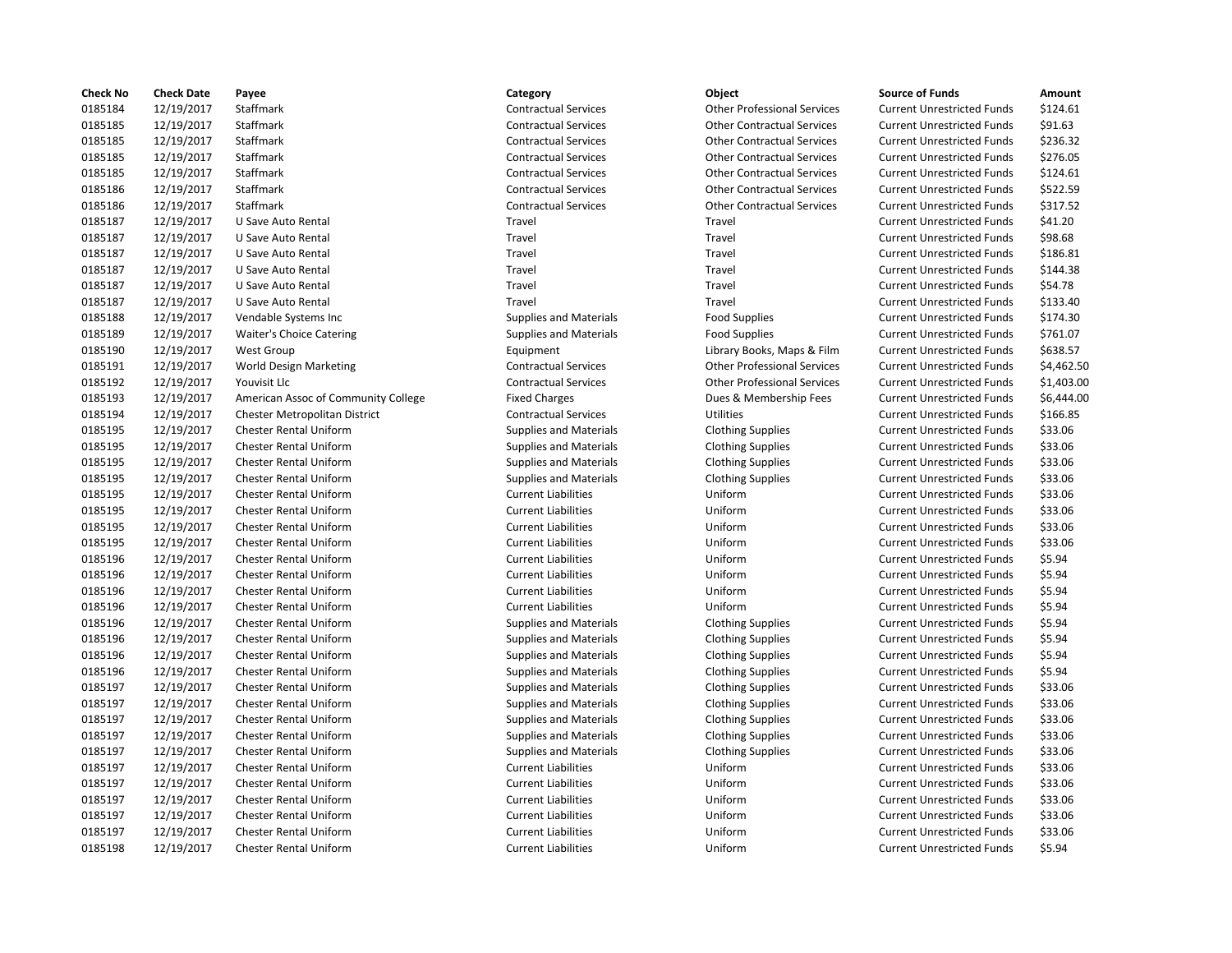| Check No | Check Date | Payee | Category | Object | Source of Funds | Amount |
|---|---|---|---|---|---|---|
| 0185184 | 12/19/2017 | Staffmark | Contractual Services | Other Professional Services | Current Unrestricted Funds | $124.61 |
| 0185185 | 12/19/2017 | Staffmark | Contractual Services | Other Contractual Services | Current Unrestricted Funds | $91.63 |
| 0185185 | 12/19/2017 | Staffmark | Contractual Services | Other Contractual Services | Current Unrestricted Funds | $236.32 |
| 0185185 | 12/19/2017 | Staffmark | Contractual Services | Other Contractual Services | Current Unrestricted Funds | $276.05 |
| 0185185 | 12/19/2017 | Staffmark | Contractual Services | Other Contractual Services | Current Unrestricted Funds | $124.61 |
| 0185186 | 12/19/2017 | Staffmark | Contractual Services | Other Contractual Services | Current Unrestricted Funds | $522.59 |
| 0185186 | 12/19/2017 | Staffmark | Contractual Services | Other Contractual Services | Current Unrestricted Funds | $317.52 |
| 0185187 | 12/19/2017 | U Save Auto Rental | Travel | Travel | Current Unrestricted Funds | $41.20 |
| 0185187 | 12/19/2017 | U Save Auto Rental | Travel | Travel | Current Unrestricted Funds | $98.68 |
| 0185187 | 12/19/2017 | U Save Auto Rental | Travel | Travel | Current Unrestricted Funds | $186.81 |
| 0185187 | 12/19/2017 | U Save Auto Rental | Travel | Travel | Current Unrestricted Funds | $144.38 |
| 0185187 | 12/19/2017 | U Save Auto Rental | Travel | Travel | Current Unrestricted Funds | $54.78 |
| 0185187 | 12/19/2017 | U Save Auto Rental | Travel | Travel | Current Unrestricted Funds | $133.40 |
| 0185188 | 12/19/2017 | Vendable Systems Inc | Supplies and Materials | Food Supplies | Current Unrestricted Funds | $174.30 |
| 0185189 | 12/19/2017 | Waiter's Choice Catering | Supplies and Materials | Food Supplies | Current Unrestricted Funds | $761.07 |
| 0185190 | 12/19/2017 | West Group | Equipment | Library Books, Maps & Film | Current Unrestricted Funds | $638.57 |
| 0185191 | 12/19/2017 | World Design Marketing | Contractual Services | Other Professional Services | Current Unrestricted Funds | $4,462.50 |
| 0185192 | 12/19/2017 | Youvisit Llc | Contractual Services | Other Professional Services | Current Unrestricted Funds | $1,403.00 |
| 0185193 | 12/19/2017 | American Assoc of Community College | Fixed Charges | Dues & Membership Fees | Current Unrestricted Funds | $6,444.00 |
| 0185194 | 12/19/2017 | Chester Metropolitan District | Contractual Services | Utilities | Current Unrestricted Funds | $166.85 |
| 0185195 | 12/19/2017 | Chester Rental Uniform | Supplies and Materials | Clothing Supplies | Current Unrestricted Funds | $33.06 |
| 0185195 | 12/19/2017 | Chester Rental Uniform | Supplies and Materials | Clothing Supplies | Current Unrestricted Funds | $33.06 |
| 0185195 | 12/19/2017 | Chester Rental Uniform | Supplies and Materials | Clothing Supplies | Current Unrestricted Funds | $33.06 |
| 0185195 | 12/19/2017 | Chester Rental Uniform | Supplies and Materials | Clothing Supplies | Current Unrestricted Funds | $33.06 |
| 0185195 | 12/19/2017 | Chester Rental Uniform | Current Liabilities | Uniform | Current Unrestricted Funds | $33.06 |
| 0185195 | 12/19/2017 | Chester Rental Uniform | Current Liabilities | Uniform | Current Unrestricted Funds | $33.06 |
| 0185195 | 12/19/2017 | Chester Rental Uniform | Current Liabilities | Uniform | Current Unrestricted Funds | $33.06 |
| 0185195 | 12/19/2017 | Chester Rental Uniform | Current Liabilities | Uniform | Current Unrestricted Funds | $33.06 |
| 0185196 | 12/19/2017 | Chester Rental Uniform | Current Liabilities | Uniform | Current Unrestricted Funds | $5.94 |
| 0185196 | 12/19/2017 | Chester Rental Uniform | Current Liabilities | Uniform | Current Unrestricted Funds | $5.94 |
| 0185196 | 12/19/2017 | Chester Rental Uniform | Current Liabilities | Uniform | Current Unrestricted Funds | $5.94 |
| 0185196 | 12/19/2017 | Chester Rental Uniform | Current Liabilities | Uniform | Current Unrestricted Funds | $5.94 |
| 0185196 | 12/19/2017 | Chester Rental Uniform | Supplies and Materials | Clothing Supplies | Current Unrestricted Funds | $5.94 |
| 0185196 | 12/19/2017 | Chester Rental Uniform | Supplies and Materials | Clothing Supplies | Current Unrestricted Funds | $5.94 |
| 0185196 | 12/19/2017 | Chester Rental Uniform | Supplies and Materials | Clothing Supplies | Current Unrestricted Funds | $5.94 |
| 0185196 | 12/19/2017 | Chester Rental Uniform | Supplies and Materials | Clothing Supplies | Current Unrestricted Funds | $5.94 |
| 0185197 | 12/19/2017 | Chester Rental Uniform | Supplies and Materials | Clothing Supplies | Current Unrestricted Funds | $33.06 |
| 0185197 | 12/19/2017 | Chester Rental Uniform | Supplies and Materials | Clothing Supplies | Current Unrestricted Funds | $33.06 |
| 0185197 | 12/19/2017 | Chester Rental Uniform | Supplies and Materials | Clothing Supplies | Current Unrestricted Funds | $33.06 |
| 0185197 | 12/19/2017 | Chester Rental Uniform | Supplies and Materials | Clothing Supplies | Current Unrestricted Funds | $33.06 |
| 0185197 | 12/19/2017 | Chester Rental Uniform | Supplies and Materials | Clothing Supplies | Current Unrestricted Funds | $33.06 |
| 0185197 | 12/19/2017 | Chester Rental Uniform | Current Liabilities | Uniform | Current Unrestricted Funds | $33.06 |
| 0185197 | 12/19/2017 | Chester Rental Uniform | Current Liabilities | Uniform | Current Unrestricted Funds | $33.06 |
| 0185197 | 12/19/2017 | Chester Rental Uniform | Current Liabilities | Uniform | Current Unrestricted Funds | $33.06 |
| 0185197 | 12/19/2017 | Chester Rental Uniform | Current Liabilities | Uniform | Current Unrestricted Funds | $33.06 |
| 0185197 | 12/19/2017 | Chester Rental Uniform | Current Liabilities | Uniform | Current Unrestricted Funds | $33.06 |
| 0185198 | 12/19/2017 | Chester Rental Uniform | Current Liabilities | Uniform | Current Unrestricted Funds | $5.94 |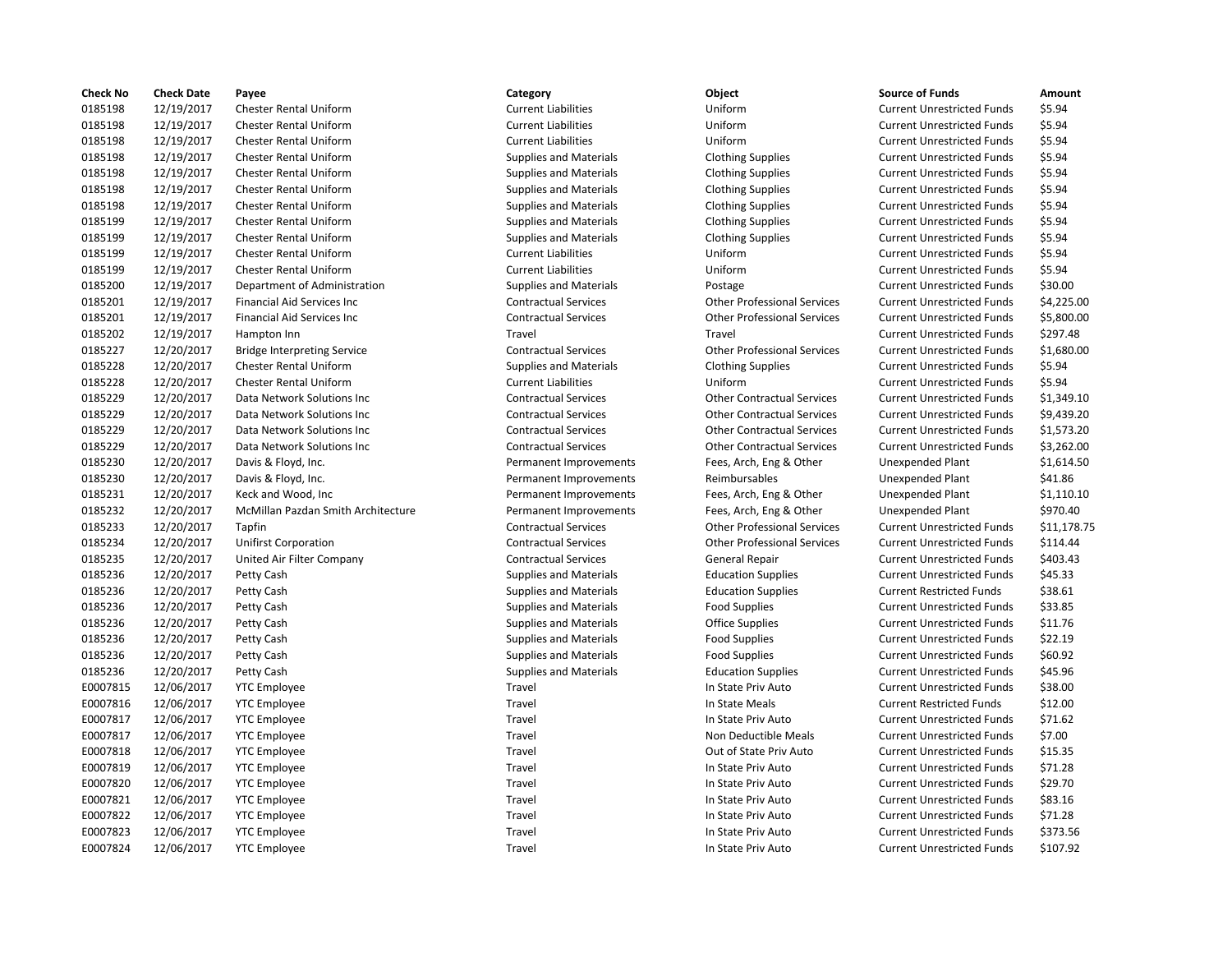| Check No | Check Date | Payee | Category | Object | Source of Funds | Amount |
|---|---|---|---|---|---|---|
| 0185198 | 12/19/2017 | Chester Rental Uniform | Current Liabilities | Uniform | Current Unrestricted Funds | $5.94 |
| 0185198 | 12/19/2017 | Chester Rental Uniform | Current Liabilities | Uniform | Current Unrestricted Funds | $5.94 |
| 0185198 | 12/19/2017 | Chester Rental Uniform | Current Liabilities | Uniform | Current Unrestricted Funds | $5.94 |
| 0185198 | 12/19/2017 | Chester Rental Uniform | Supplies and Materials | Clothing Supplies | Current Unrestricted Funds | $5.94 |
| 0185198 | 12/19/2017 | Chester Rental Uniform | Supplies and Materials | Clothing Supplies | Current Unrestricted Funds | $5.94 |
| 0185198 | 12/19/2017 | Chester Rental Uniform | Supplies and Materials | Clothing Supplies | Current Unrestricted Funds | $5.94 |
| 0185198 | 12/19/2017 | Chester Rental Uniform | Supplies and Materials | Clothing Supplies | Current Unrestricted Funds | $5.94 |
| 0185199 | 12/19/2017 | Chester Rental Uniform | Supplies and Materials | Clothing Supplies | Current Unrestricted Funds | $5.94 |
| 0185199 | 12/19/2017 | Chester Rental Uniform | Supplies and Materials | Clothing Supplies | Current Unrestricted Funds | $5.94 |
| 0185199 | 12/19/2017 | Chester Rental Uniform | Current Liabilities | Uniform | Current Unrestricted Funds | $5.94 |
| 0185199 | 12/19/2017 | Chester Rental Uniform | Current Liabilities | Uniform | Current Unrestricted Funds | $5.94 |
| 0185200 | 12/19/2017 | Department of Administration | Supplies and Materials | Postage | Current Unrestricted Funds | $30.00 |
| 0185201 | 12/19/2017 | Financial Aid Services Inc | Contractual Services | Other Professional Services | Current Unrestricted Funds | $4,225.00 |
| 0185201 | 12/19/2017 | Financial Aid Services Inc | Contractual Services | Other Professional Services | Current Unrestricted Funds | $5,800.00 |
| 0185202 | 12/19/2017 | Hampton Inn | Travel | Travel | Current Unrestricted Funds | $297.48 |
| 0185227 | 12/20/2017 | Bridge Interpreting Service | Contractual Services | Other Professional Services | Current Unrestricted Funds | $1,680.00 |
| 0185228 | 12/20/2017 | Chester Rental Uniform | Supplies and Materials | Clothing Supplies | Current Unrestricted Funds | $5.94 |
| 0185228 | 12/20/2017 | Chester Rental Uniform | Current Liabilities | Uniform | Current Unrestricted Funds | $5.94 |
| 0185229 | 12/20/2017 | Data Network Solutions Inc | Contractual Services | Other Contractual Services | Current Unrestricted Funds | $1,349.10 |
| 0185229 | 12/20/2017 | Data Network Solutions Inc | Contractual Services | Other Contractual Services | Current Unrestricted Funds | $9,439.20 |
| 0185229 | 12/20/2017 | Data Network Solutions Inc | Contractual Services | Other Contractual Services | Current Unrestricted Funds | $1,573.20 |
| 0185229 | 12/20/2017 | Data Network Solutions Inc | Contractual Services | Other Contractual Services | Current Unrestricted Funds | $3,262.00 |
| 0185230 | 12/20/2017 | Davis & Floyd, Inc. | Permanent Improvements | Fees, Arch, Eng & Other | Unexpended Plant | $1,614.50 |
| 0185230 | 12/20/2017 | Davis & Floyd, Inc. | Permanent Improvements | Reimbursables | Unexpended Plant | $41.86 |
| 0185231 | 12/20/2017 | Keck and Wood, Inc | Permanent Improvements | Fees, Arch, Eng & Other | Unexpended Plant | $1,110.10 |
| 0185232 | 12/20/2017 | McMillan Pazdan Smith Architecture | Permanent Improvements | Fees, Arch, Eng & Other | Unexpended Plant | $970.40 |
| 0185233 | 12/20/2017 | Tapfin | Contractual Services | Other Professional Services | Current Unrestricted Funds | $11,178.75 |
| 0185234 | 12/20/2017 | Unifirst Corporation | Contractual Services | Other Professional Services | Current Unrestricted Funds | $114.44 |
| 0185235 | 12/20/2017 | United Air Filter Company | Contractual Services | General Repair | Current Unrestricted Funds | $403.43 |
| 0185236 | 12/20/2017 | Petty Cash | Supplies and Materials | Education Supplies | Current Unrestricted Funds | $45.33 |
| 0185236 | 12/20/2017 | Petty Cash | Supplies and Materials | Education Supplies | Current Restricted Funds | $38.61 |
| 0185236 | 12/20/2017 | Petty Cash | Supplies and Materials | Food Supplies | Current Unrestricted Funds | $33.85 |
| 0185236 | 12/20/2017 | Petty Cash | Supplies and Materials | Office Supplies | Current Unrestricted Funds | $11.76 |
| 0185236 | 12/20/2017 | Petty Cash | Supplies and Materials | Food Supplies | Current Unrestricted Funds | $22.19 |
| 0185236 | 12/20/2017 | Petty Cash | Supplies and Materials | Food Supplies | Current Unrestricted Funds | $60.92 |
| 0185236 | 12/20/2017 | Petty Cash | Supplies and Materials | Education Supplies | Current Unrestricted Funds | $45.96 |
| E0007815 | 12/06/2017 | YTC Employee | Travel | In State Priv Auto | Current Unrestricted Funds | $38.00 |
| E0007816 | 12/06/2017 | YTC Employee | Travel | In State Meals | Current Restricted Funds | $12.00 |
| E0007817 | 12/06/2017 | YTC Employee | Travel | In State Priv Auto | Current Unrestricted Funds | $71.62 |
| E0007817 | 12/06/2017 | YTC Employee | Travel | Non Deductible Meals | Current Unrestricted Funds | $7.00 |
| E0007818 | 12/06/2017 | YTC Employee | Travel | Out of State Priv Auto | Current Unrestricted Funds | $15.35 |
| E0007819 | 12/06/2017 | YTC Employee | Travel | In State Priv Auto | Current Unrestricted Funds | $71.28 |
| E0007820 | 12/06/2017 | YTC Employee | Travel | In State Priv Auto | Current Unrestricted Funds | $29.70 |
| E0007821 | 12/06/2017 | YTC Employee | Travel | In State Priv Auto | Current Unrestricted Funds | $83.16 |
| E0007822 | 12/06/2017 | YTC Employee | Travel | In State Priv Auto | Current Unrestricted Funds | $71.28 |
| E0007823 | 12/06/2017 | YTC Employee | Travel | In State Priv Auto | Current Unrestricted Funds | $373.56 |
| E0007824 | 12/06/2017 | YTC Employee | Travel | In State Priv Auto | Current Unrestricted Funds | $107.92 |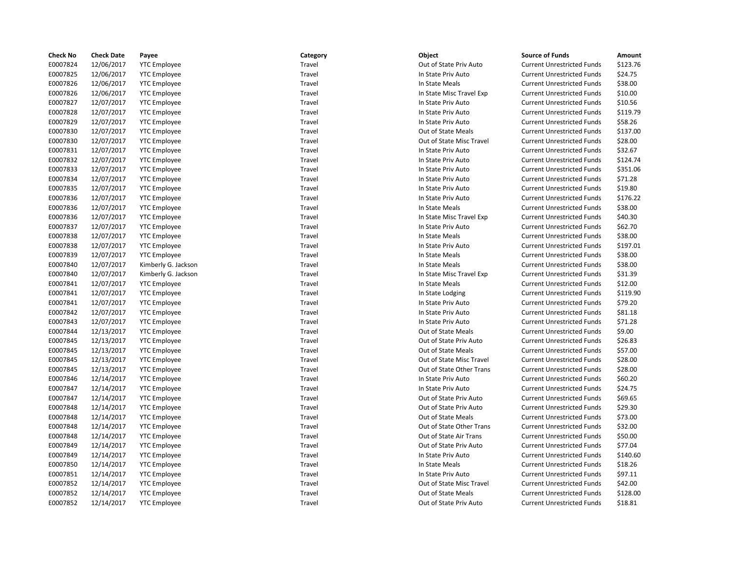| Check No | Check Date | Payee | Category | Object | Source of Funds | Amount |
|---|---|---|---|---|---|---|
| E0007824 | 12/06/2017 | YTC Employee | Travel | Out of State Priv Auto | Current Unrestricted Funds | $123.76 |
| E0007825 | 12/06/2017 | YTC Employee | Travel | In State Priv Auto | Current Unrestricted Funds | $24.75 |
| E0007826 | 12/06/2017 | YTC Employee | Travel | In State Meals | Current Unrestricted Funds | $38.00 |
| E0007826 | 12/06/2017 | YTC Employee | Travel | In State Misc Travel Exp | Current Unrestricted Funds | $10.00 |
| E0007827 | 12/07/2017 | YTC Employee | Travel | In State Priv Auto | Current Unrestricted Funds | $10.56 |
| E0007828 | 12/07/2017 | YTC Employee | Travel | In State Priv Auto | Current Unrestricted Funds | $119.79 |
| E0007829 | 12/07/2017 | YTC Employee | Travel | In State Priv Auto | Current Unrestricted Funds | $58.26 |
| E0007830 | 12/07/2017 | YTC Employee | Travel | Out of State Meals | Current Unrestricted Funds | $137.00 |
| E0007830 | 12/07/2017 | YTC Employee | Travel | Out of State Misc Travel | Current Unrestricted Funds | $28.00 |
| E0007831 | 12/07/2017 | YTC Employee | Travel | In State Priv Auto | Current Unrestricted Funds | $32.67 |
| E0007832 | 12/07/2017 | YTC Employee | Travel | In State Priv Auto | Current Unrestricted Funds | $124.74 |
| E0007833 | 12/07/2017 | YTC Employee | Travel | In State Priv Auto | Current Unrestricted Funds | $351.06 |
| E0007834 | 12/07/2017 | YTC Employee | Travel | In State Priv Auto | Current Unrestricted Funds | $71.28 |
| E0007835 | 12/07/2017 | YTC Employee | Travel | In State Priv Auto | Current Unrestricted Funds | $19.80 |
| E0007836 | 12/07/2017 | YTC Employee | Travel | In State Priv Auto | Current Unrestricted Funds | $176.22 |
| E0007836 | 12/07/2017 | YTC Employee | Travel | In State Meals | Current Unrestricted Funds | $38.00 |
| E0007836 | 12/07/2017 | YTC Employee | Travel | In State Misc Travel Exp | Current Unrestricted Funds | $40.30 |
| E0007837 | 12/07/2017 | YTC Employee | Travel | In State Priv Auto | Current Unrestricted Funds | $62.70 |
| E0007838 | 12/07/2017 | YTC Employee | Travel | In State Meals | Current Unrestricted Funds | $38.00 |
| E0007838 | 12/07/2017 | YTC Employee | Travel | In State Priv Auto | Current Unrestricted Funds | $197.01 |
| E0007839 | 12/07/2017 | YTC Employee | Travel | In State Meals | Current Unrestricted Funds | $38.00 |
| E0007840 | 12/07/2017 | Kimberly G. Jackson | Travel | In State Meals | Current Unrestricted Funds | $38.00 |
| E0007840 | 12/07/2017 | Kimberly G. Jackson | Travel | In State Misc Travel Exp | Current Unrestricted Funds | $31.39 |
| E0007841 | 12/07/2017 | YTC Employee | Travel | In State Meals | Current Unrestricted Funds | $12.00 |
| E0007841 | 12/07/2017 | YTC Employee | Travel | In State Lodging | Current Unrestricted Funds | $119.90 |
| E0007841 | 12/07/2017 | YTC Employee | Travel | In State Priv Auto | Current Unrestricted Funds | $79.20 |
| E0007842 | 12/07/2017 | YTC Employee | Travel | In State Priv Auto | Current Unrestricted Funds | $81.18 |
| E0007843 | 12/07/2017 | YTC Employee | Travel | In State Priv Auto | Current Unrestricted Funds | $71.28 |
| E0007844 | 12/13/2017 | YTC Employee | Travel | Out of State Meals | Current Unrestricted Funds | $9.00 |
| E0007845 | 12/13/2017 | YTC Employee | Travel | Out of State Priv Auto | Current Unrestricted Funds | $26.83 |
| E0007845 | 12/13/2017 | YTC Employee | Travel | Out of State Meals | Current Unrestricted Funds | $57.00 |
| E0007845 | 12/13/2017 | YTC Employee | Travel | Out of State Misc Travel | Current Unrestricted Funds | $28.00 |
| E0007845 | 12/13/2017 | YTC Employee | Travel | Out of State Other Trans | Current Unrestricted Funds | $28.00 |
| E0007846 | 12/14/2017 | YTC Employee | Travel | In State Priv Auto | Current Unrestricted Funds | $60.20 |
| E0007847 | 12/14/2017 | YTC Employee | Travel | In State Priv Auto | Current Unrestricted Funds | $24.75 |
| E0007847 | 12/14/2017 | YTC Employee | Travel | Out of State Priv Auto | Current Unrestricted Funds | $69.65 |
| E0007848 | 12/14/2017 | YTC Employee | Travel | Out of State Priv Auto | Current Unrestricted Funds | $29.30 |
| E0007848 | 12/14/2017 | YTC Employee | Travel | Out of State Meals | Current Unrestricted Funds | $73.00 |
| E0007848 | 12/14/2017 | YTC Employee | Travel | Out of State Other Trans | Current Unrestricted Funds | $32.00 |
| E0007848 | 12/14/2017 | YTC Employee | Travel | Out of State Air Trans | Current Unrestricted Funds | $50.00 |
| E0007849 | 12/14/2017 | YTC Employee | Travel | Out of State Priv Auto | Current Unrestricted Funds | $77.04 |
| E0007849 | 12/14/2017 | YTC Employee | Travel | In State Priv Auto | Current Unrestricted Funds | $140.60 |
| E0007850 | 12/14/2017 | YTC Employee | Travel | In State Meals | Current Unrestricted Funds | $18.26 |
| E0007851 | 12/14/2017 | YTC Employee | Travel | In State Priv Auto | Current Unrestricted Funds | $97.11 |
| E0007852 | 12/14/2017 | YTC Employee | Travel | Out of State Misc Travel | Current Unrestricted Funds | $42.00 |
| E0007852 | 12/14/2017 | YTC Employee | Travel | Out of State Meals | Current Unrestricted Funds | $128.00 |
| E0007852 | 12/14/2017 | YTC Employee | Travel | Out of State Priv Auto | Current Unrestricted Funds | $18.81 |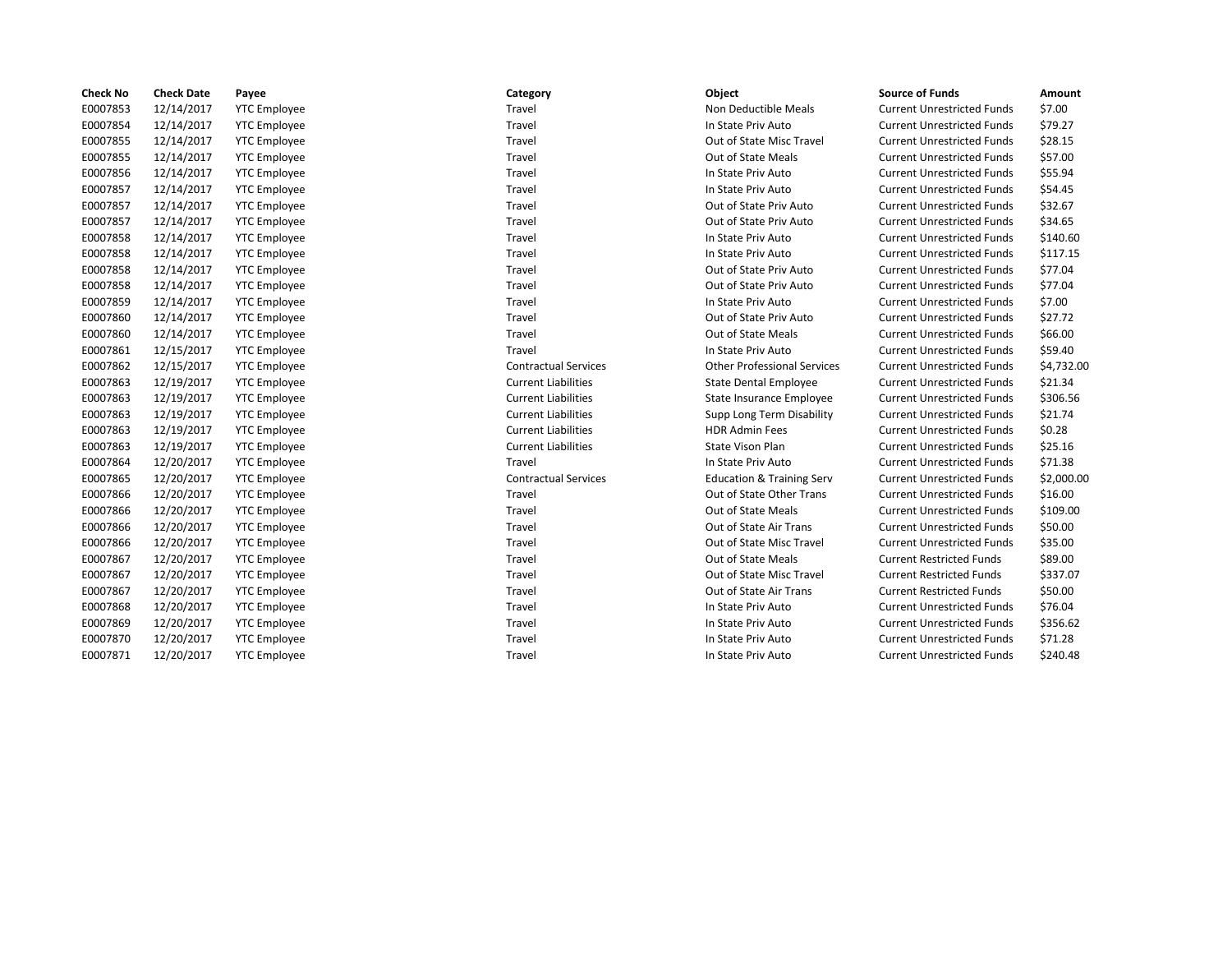| Check No | Check Date | Payee | Category | Object | Source of Funds | Amount |
|---|---|---|---|---|---|---|
| E0007853 | 12/14/2017 | YTC Employee | Travel | Non Deductible Meals | Current Unrestricted Funds | $7.00 |
| E0007854 | 12/14/2017 | YTC Employee | Travel | In State Priv Auto | Current Unrestricted Funds | $79.27 |
| E0007855 | 12/14/2017 | YTC Employee | Travel | Out of State Misc Travel | Current Unrestricted Funds | $28.15 |
| E0007855 | 12/14/2017 | YTC Employee | Travel | Out of State Meals | Current Unrestricted Funds | $57.00 |
| E0007856 | 12/14/2017 | YTC Employee | Travel | In State Priv Auto | Current Unrestricted Funds | $55.94 |
| E0007857 | 12/14/2017 | YTC Employee | Travel | In State Priv Auto | Current Unrestricted Funds | $54.45 |
| E0007857 | 12/14/2017 | YTC Employee | Travel | Out of State Priv Auto | Current Unrestricted Funds | $32.67 |
| E0007857 | 12/14/2017 | YTC Employee | Travel | Out of State Priv Auto | Current Unrestricted Funds | $34.65 |
| E0007858 | 12/14/2017 | YTC Employee | Travel | In State Priv Auto | Current Unrestricted Funds | $140.60 |
| E0007858 | 12/14/2017 | YTC Employee | Travel | In State Priv Auto | Current Unrestricted Funds | $117.15 |
| E0007858 | 12/14/2017 | YTC Employee | Travel | Out of State Priv Auto | Current Unrestricted Funds | $77.04 |
| E0007858 | 12/14/2017 | YTC Employee | Travel | Out of State Priv Auto | Current Unrestricted Funds | $77.04 |
| E0007859 | 12/14/2017 | YTC Employee | Travel | In State Priv Auto | Current Unrestricted Funds | $7.00 |
| E0007860 | 12/14/2017 | YTC Employee | Travel | Out of State Priv Auto | Current Unrestricted Funds | $27.72 |
| E0007860 | 12/14/2017 | YTC Employee | Travel | Out of State Meals | Current Unrestricted Funds | $66.00 |
| E0007861 | 12/15/2017 | YTC Employee | Travel | In State Priv Auto | Current Unrestricted Funds | $59.40 |
| E0007862 | 12/15/2017 | YTC Employee | Contractual Services | Other Professional Services | Current Unrestricted Funds | $4,732.00 |
| E0007863 | 12/19/2017 | YTC Employee | Current Liabilities | State Dental Employee | Current Unrestricted Funds | $21.34 |
| E0007863 | 12/19/2017 | YTC Employee | Current Liabilities | State Insurance Employee | Current Unrestricted Funds | $306.56 |
| E0007863 | 12/19/2017 | YTC Employee | Current Liabilities | Supp Long Term Disability | Current Unrestricted Funds | $21.74 |
| E0007863 | 12/19/2017 | YTC Employee | Current Liabilities | HDR Admin Fees | Current Unrestricted Funds | $0.28 |
| E0007863 | 12/19/2017 | YTC Employee | Current Liabilities | State Vison Plan | Current Unrestricted Funds | $25.16 |
| E0007864 | 12/20/2017 | YTC Employee | Travel | In State Priv Auto | Current Unrestricted Funds | $71.38 |
| E0007865 | 12/20/2017 | YTC Employee | Contractual Services | Education & Training Serv | Current Unrestricted Funds | $2,000.00 |
| E0007866 | 12/20/2017 | YTC Employee | Travel | Out of State Other Trans | Current Unrestricted Funds | $16.00 |
| E0007866 | 12/20/2017 | YTC Employee | Travel | Out of State Meals | Current Unrestricted Funds | $109.00 |
| E0007866 | 12/20/2017 | YTC Employee | Travel | Out of State Air Trans | Current Unrestricted Funds | $50.00 |
| E0007866 | 12/20/2017 | YTC Employee | Travel | Out of State Misc Travel | Current Unrestricted Funds | $35.00 |
| E0007867 | 12/20/2017 | YTC Employee | Travel | Out of State Meals | Current Restricted Funds | $89.00 |
| E0007867 | 12/20/2017 | YTC Employee | Travel | Out of State Misc Travel | Current Restricted Funds | $337.07 |
| E0007867 | 12/20/2017 | YTC Employee | Travel | Out of State Air Trans | Current Restricted Funds | $50.00 |
| E0007868 | 12/20/2017 | YTC Employee | Travel | In State Priv Auto | Current Unrestricted Funds | $76.04 |
| E0007869 | 12/20/2017 | YTC Employee | Travel | In State Priv Auto | Current Unrestricted Funds | $356.62 |
| E0007870 | 12/20/2017 | YTC Employee | Travel | In State Priv Auto | Current Unrestricted Funds | $71.28 |
| E0007871 | 12/20/2017 | YTC Employee | Travel | In State Priv Auto | Current Unrestricted Funds | $240.48 |